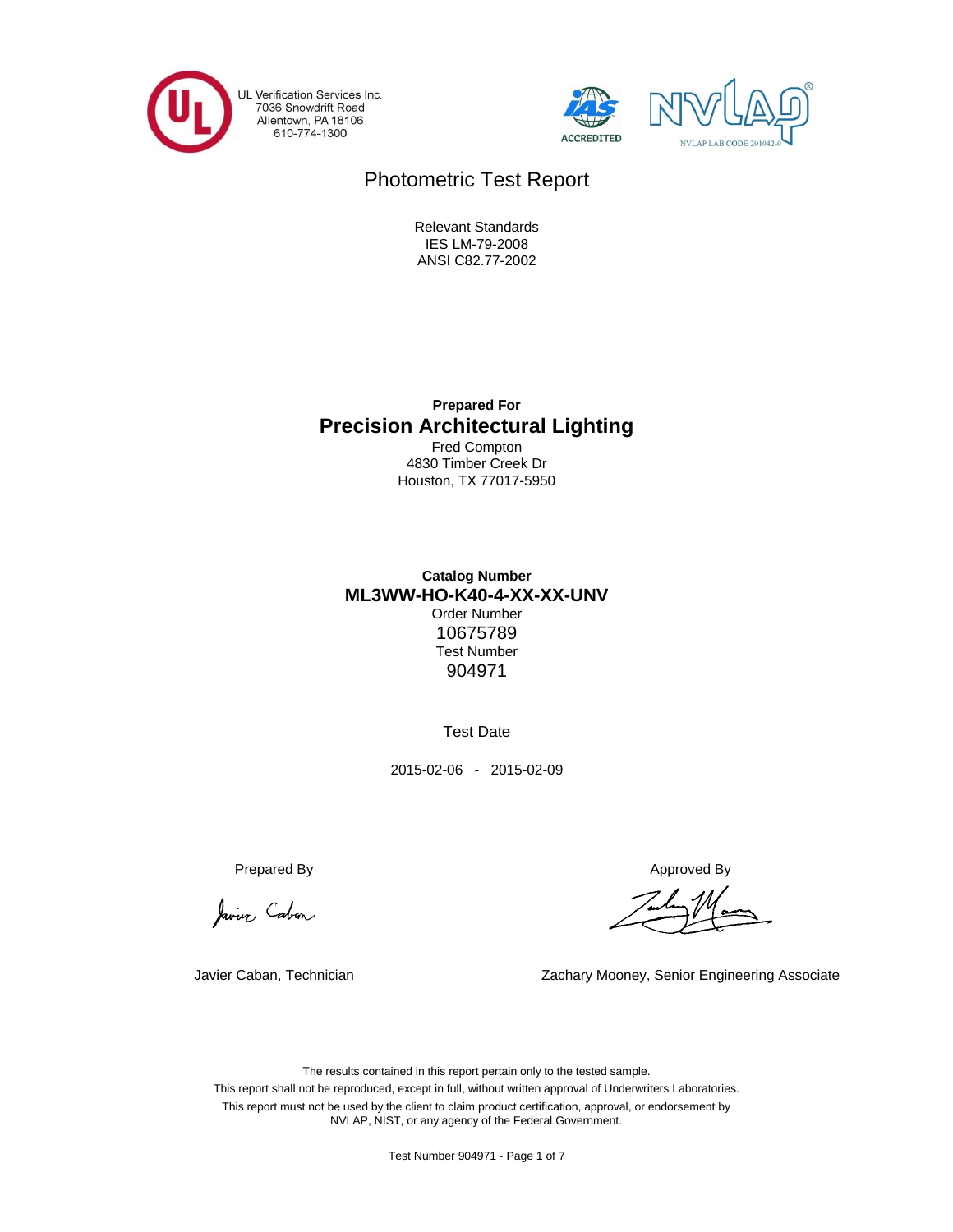UL Verification Services Inc.
7036 Snowdrift Road
Allentown, PA 18106
610-774-1300

ACCREDITED

NVLAP LAB CODE 201042-0

# Photometric Test Report

Relevant Standards
IES LM-79-2008
ANSI C82.77-2002

**Prepared For**

## Precision Architectural Lighting

Fred Compton
4830 Timber Creek Dr
Houston, TX 77017-5950

**Catalog Number**

**ML3WW-HO-K40-4-XX-XX-UNV**

Order Number
10675789

Test Number
904971

Test Date

2015-02-06 - 2015-02-09

| Prepared By | Approved By |
| --- | --- |
| Javier Caban, Technician | Zachary Mooney, Senior Engineering Associate |

The results contained in this report pertain only to the tested sample.
This report shall not be reproduced, except in full, without written approval of Underwriters Laboratories.
This report must not be used by the client to claim product certification, approval, or endorsement by NVLAP, NIST, or any agency of the Federal Government.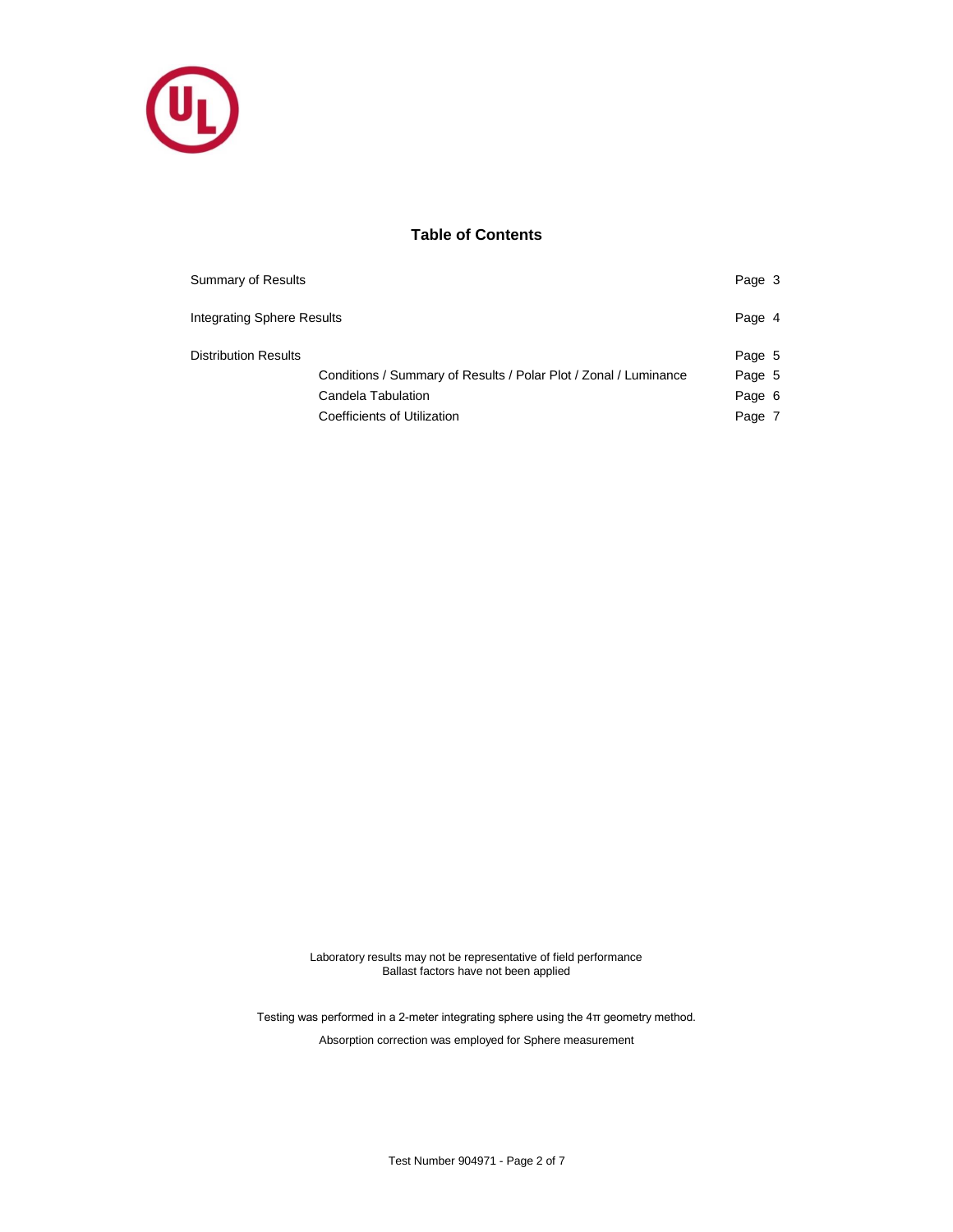## Table of Contents

| | | |
|---|---|---|
| Summary of Results | | Page 3 |
| Integrating Sphere Results | | Page 4 |
| Distribution Results | | Page 5 |
| | Conditions / Summary of Results / Polar Plot / Zonal / Luminance | Page 5 |
| | Candela Tabulation | Page 6 |
| | Coefficients of Utilization | Page 7 |

Laboratory results may not be representative of field performance
Ballast factors have not been applied

Testing was performed in a 2-meter integrating sphere using the 4π geometry method.

Absorption correction was employed for Sphere measurement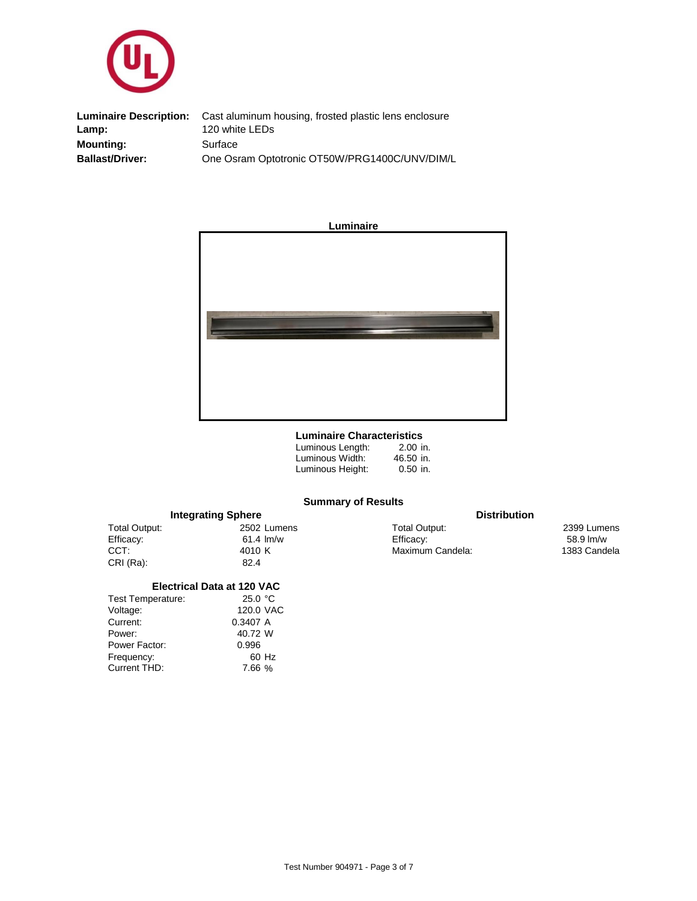**Luminaire Description:** Cast aluminum housing, frosted plastic lens enclosure
**Lamp:** 120 white LEDs
**Mounting:** Surface
**Ballast/Driver:** One Osram Optotronic OT50W/PRG1400C/UNV/DIM/L

**Luminaire**

### Luminaire Characteristics

| | |
|---|---|
| Luminous Length: | 2.00 in. |
| Luminous Width: | 46.50 in. |
| Luminous Height: | 0.50 in. |

## Summary of Results

### Integrating Sphere

| | |
|---|---|
| Total Output: | 2502 Lumens |
| Efficacy: | 61.4 lm/w |
| CCT: | 4010 K |
| CRI (Ra): | 82.4 |

### Distribution

| | |
|---|---|
| Total Output: | 2399 Lumens |
| Efficacy: | 58.9 lm/w |
| Maximum Candela: | 1383 Candela |

### Electrical Data at 120 VAC

| | |
|---|---|
| Test Temperature: | 25.0 °C |
| Voltage: | 120.0 VAC |
| Current: | 0.3407 A |
| Power: | 40.72 W |
| Power Factor: | 0.996 |
| Frequency: | 60 Hz |
| Current THD: | 7.66 % |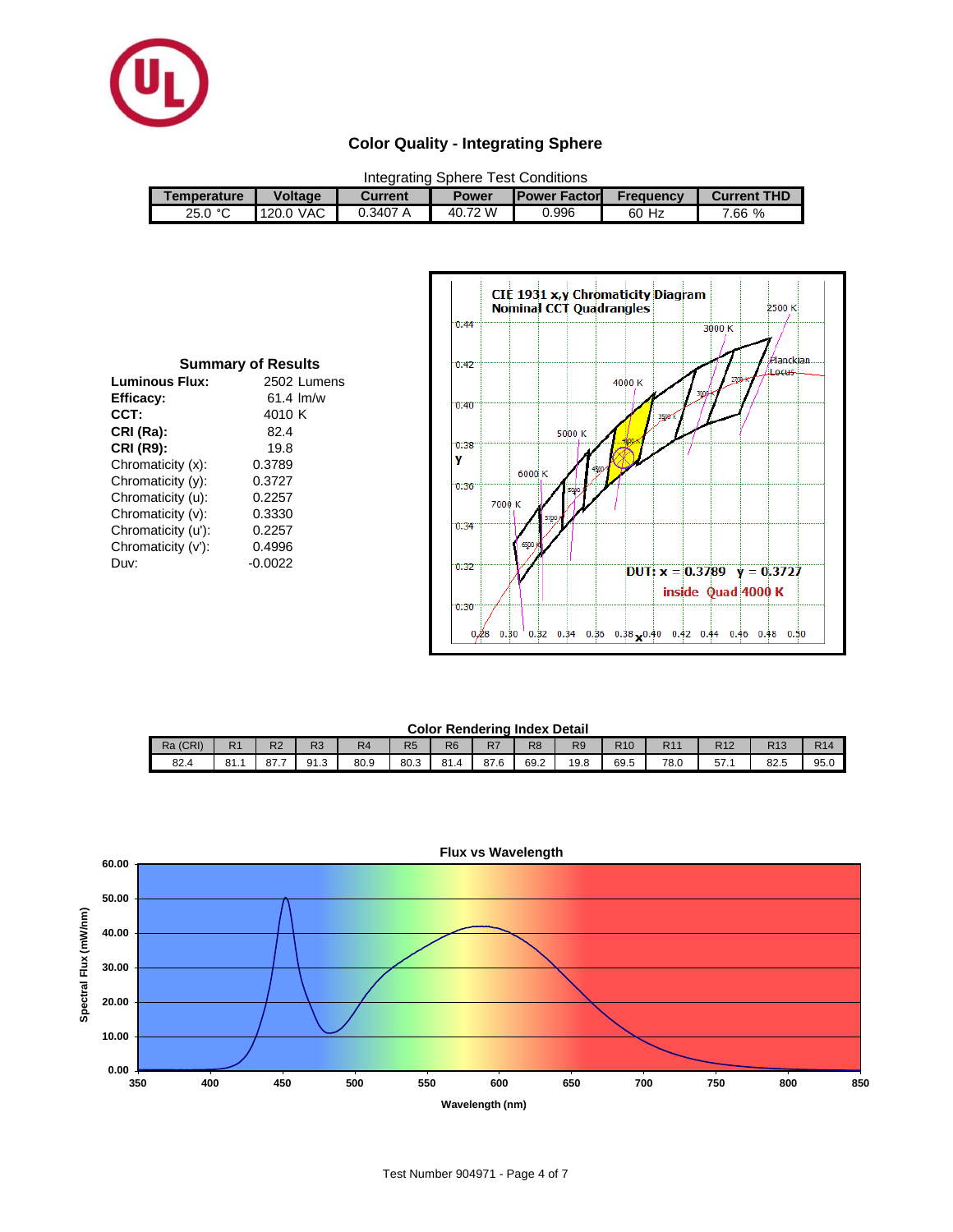## Color Quality - Integrating Sphere

Integrating Sphere Test Conditions

| Temperature | Voltage | Current | Power | Power Factor | Frequency | Current THD |
|---|---|---|---|---|---|---|
| 25.0 °C | 120.0 VAC | 0.3407 A | 40.72 W | 0.996 | 60 Hz | 7.66 % |

### Summary of Results

| | |
|---|---|
| **Luminous Flux:** | 2502 Lumens |
| **Efficacy:** | 61.4 lm/w |
| **CCT:** | 4010 K |
| **CRI (Ra):** | 82.4 |
| **CRI (R9):** | 19.8 |
| Chromaticity (x): | 0.3789 |
| Chromaticity (y): | 0.3727 |
| Chromaticity (u): | 0.2257 |
| Chromaticity (v): | 0.3330 |
| Chromaticity (u'): | 0.2257 |
| Chromaticity (v'): | 0.4996 |
| Duv: | -0.0022 |

CIE 1931 x,y Chromaticity Diagram
Nominal CCT Quadrangles

DUT: x = 0.3789 y = 0.3727
inside Quad 4000 K

### Color Rendering Index Detail

| Ra (CRI) | R1 | R2 | R3 | R4 | R5 | R6 | R7 | R8 | R9 | R10 | R11 | R12 | R13 | R14 |
|---|---|---|---|---|---|---|---|---|---|---|---|---|---|---|
| 82.4 | 81.1 | 87.7 | 91.3 | 80.9 | 80.3 | 81.4 | 87.6 | 69.2 | 19.8 | 69.5 | 78.0 | 57.1 | 82.5 | 95.0 |

Flux vs Wavelength

Spectral Flux (mW/nm) vs Wavelength (nm)

Test Number 904971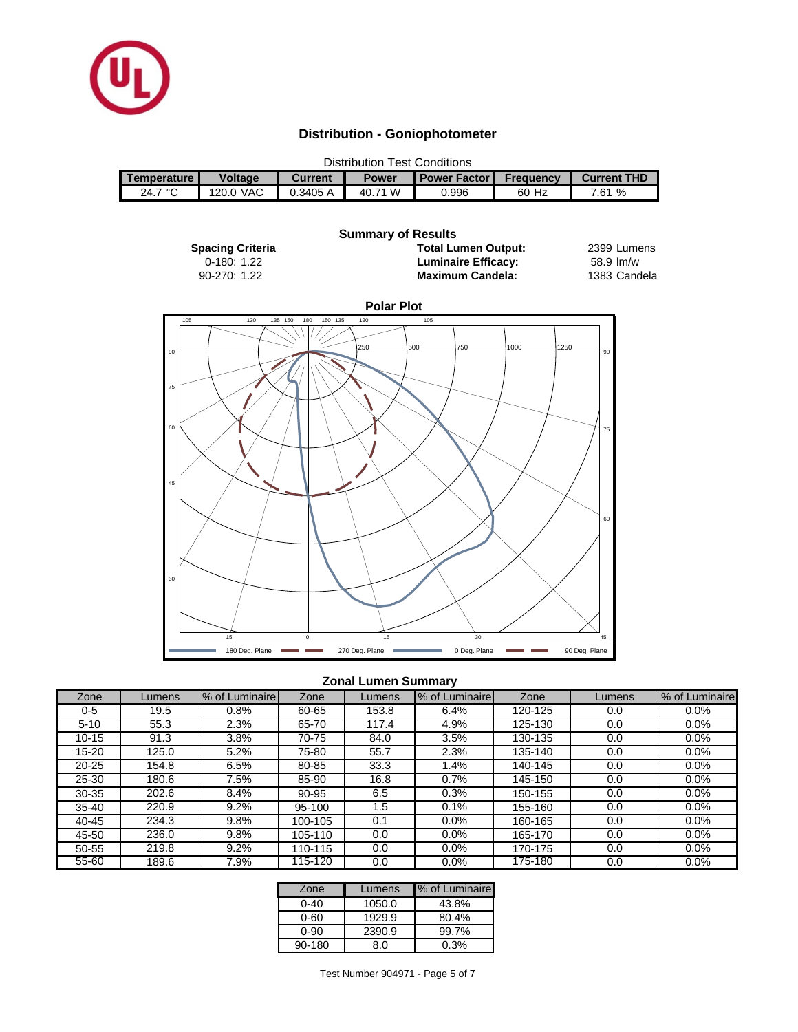## Distribution - Goniophotometer

Distribution Test Conditions

| Temperature | Voltage | Current | Power | Power Factor | Frequency | Current THD |
|---|---|---|---|---|---|---|
| 24.7 °C | 120.0 VAC | 0.3405 A | 40.71 W | 0.996 | 60 Hz | 7.61 % |

### Summary of Results

**Spacing Criteria**

0-180: 1.22

90-270: 1.22

**Total Lumen Output:** 2399 Lumens

**Luminaire Efficacy:** 58.9 lm/w

**Maximum Candela:** 1383 Candela

### Polar Plot

180 Deg. Plane | 270 Deg. Plane | 0 Deg. Plane | 90 Deg. Plane

### Zonal Lumen Summary

| Zone | Lumens | % of Luminaire | Zone | Lumens | % of Luminaire | Zone | Lumens | % of Luminaire |
|---|---|---|---|---|---|---|---|---|
| 0-5 | 19.5 | 0.8% | 60-65 | 153.8 | 6.4% | 120-125 | 0.0 | 0.0% |
| 5-10 | 55.3 | 2.3% | 65-70 | 117.4 | 4.9% | 125-130 | 0.0 | 0.0% |
| 10-15 | 91.3 | 3.8% | 70-75 | 84.0 | 3.5% | 130-135 | 0.0 | 0.0% |
| 15-20 | 125.0 | 5.2% | 75-80 | 55.7 | 2.3% | 135-140 | 0.0 | 0.0% |
| 20-25 | 154.8 | 6.5% | 80-85 | 33.3 | 1.4% | 140-145 | 0.0 | 0.0% |
| 25-30 | 180.6 | 7.5% | 85-90 | 16.8 | 0.7% | 145-150 | 0.0 | 0.0% |
| 30-35 | 202.6 | 8.4% | 90-95 | 6.5 | 0.3% | 150-155 | 0.0 | 0.0% |
| 35-40 | 220.9 | 9.2% | 95-100 | 1.5 | 0.1% | 155-160 | 0.0 | 0.0% |
| 40-45 | 234.3 | 9.8% | 100-105 | 0.1 | 0.0% | 160-165 | 0.0 | 0.0% |
| 45-50 | 236.0 | 9.8% | 105-110 | 0.0 | 0.0% | 165-170 | 0.0 | 0.0% |
| 50-55 | 219.8 | 9.2% | 110-115 | 0.0 | 0.0% | 170-175 | 0.0 | 0.0% |
| 55-60 | 189.6 | 7.9% | 115-120 | 0.0 | 0.0% | 175-180 | 0.0 | 0.0% |

| Zone | Lumens | % of Luminaire |
|---|---|---|
| 0-40 | 1050.0 | 43.8% |
| 0-60 | 1929.9 | 80.4% |
| 0-90 | 2390.9 | 99.7% |
| 90-180 | 8.0 | 0.3% |

Test Number 904971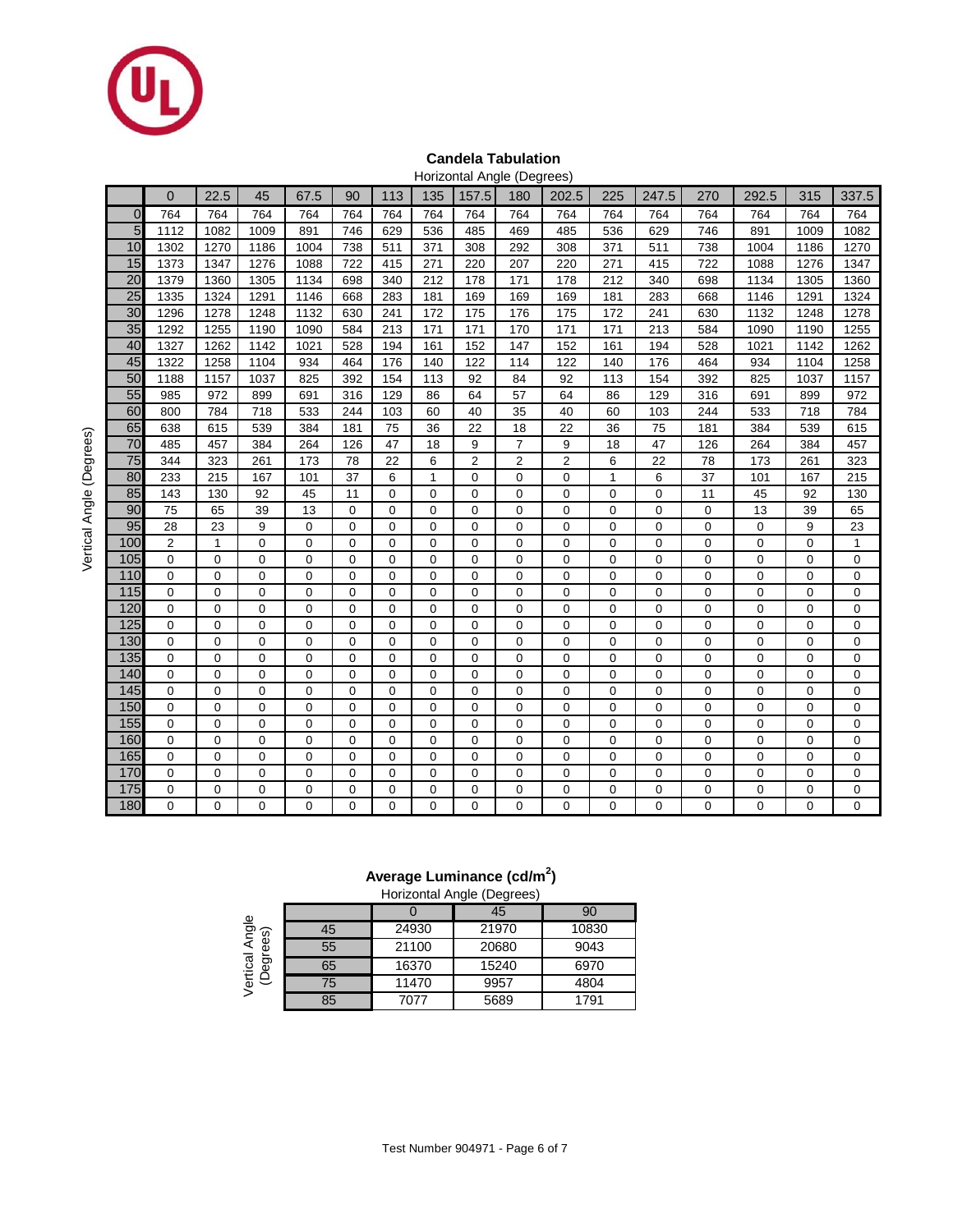## Candela Tabulation

Horizontal Angle (Degrees)

| Vertical Angle (Degrees) | 0 | 22.5 | 45 | 67.5 | 90 | 113 | 135 | 157.5 | 180 | 202.5 | 225 | 247.5 | 270 | 292.5 | 315 | 337.5 |
|---|---|---|---|---|---|---|---|---|---|---|---|---|---|---|---|---|
| 0 | 764 | 764 | 764 | 764 | 764 | 764 | 764 | 764 | 764 | 764 | 764 | 764 | 764 | 764 | 764 | 764 |
| 5 | 1112 | 1082 | 1009 | 891 | 746 | 629 | 536 | 485 | 469 | 485 | 536 | 629 | 746 | 891 | 1009 | 1082 |
| 10 | 1302 | 1270 | 1186 | 1004 | 738 | 511 | 371 | 308 | 292 | 308 | 371 | 511 | 738 | 1004 | 1186 | 1270 |
| 15 | 1373 | 1347 | 1276 | 1088 | 722 | 415 | 271 | 220 | 207 | 220 | 271 | 415 | 722 | 1088 | 1276 | 1347 |
| 20 | 1379 | 1360 | 1305 | 1134 | 698 | 340 | 212 | 178 | 171 | 178 | 212 | 340 | 698 | 1134 | 1305 | 1360 |
| 25 | 1335 | 1324 | 1291 | 1146 | 668 | 283 | 181 | 169 | 169 | 169 | 181 | 283 | 668 | 1146 | 1291 | 1324 |
| 30 | 1296 | 1278 | 1248 | 1132 | 630 | 241 | 172 | 175 | 176 | 175 | 172 | 241 | 630 | 1132 | 1248 | 1278 |
| 35 | 1292 | 1255 | 1190 | 1090 | 584 | 213 | 171 | 171 | 170 | 171 | 171 | 213 | 584 | 1090 | 1190 | 1255 |
| 40 | 1327 | 1262 | 1142 | 1021 | 528 | 194 | 161 | 152 | 147 | 152 | 161 | 194 | 528 | 1021 | 1142 | 1262 |
| 45 | 1322 | 1258 | 1104 | 934 | 464 | 176 | 140 | 122 | 114 | 122 | 140 | 176 | 464 | 934 | 1104 | 1258 |
| 50 | 1188 | 1157 | 1037 | 825 | 392 | 154 | 113 | 92 | 84 | 92 | 113 | 154 | 392 | 825 | 1037 | 1157 |
| 55 | 985 | 972 | 899 | 691 | 316 | 129 | 86 | 64 | 57 | 64 | 86 | 129 | 316 | 691 | 899 | 972 |
| 60 | 800 | 784 | 718 | 533 | 244 | 103 | 60 | 40 | 35 | 40 | 60 | 103 | 244 | 533 | 718 | 784 |
| 65 | 638 | 615 | 539 | 384 | 181 | 75 | 36 | 22 | 18 | 22 | 36 | 75 | 181 | 384 | 539 | 615 |
| 70 | 485 | 457 | 384 | 264 | 126 | 47 | 18 | 9 | 7 | 9 | 18 | 47 | 126 | 264 | 384 | 457 |
| 75 | 344 | 323 | 261 | 173 | 78 | 22 | 6 | 2 | 2 | 2 | 6 | 22 | 78 | 173 | 261 | 323 |
| 80 | 233 | 215 | 167 | 101 | 37 | 6 | 1 | 0 | 0 | 0 | 1 | 6 | 37 | 101 | 167 | 215 |
| 85 | 143 | 130 | 92 | 45 | 11 | 0 | 0 | 0 | 0 | 0 | 0 | 0 | 11 | 45 | 92 | 130 |
| 90 | 75 | 65 | 39 | 13 | 0 | 0 | 0 | 0 | 0 | 0 | 0 | 0 | 0 | 13 | 39 | 65 |
| 95 | 28 | 23 | 9 | 0 | 0 | 0 | 0 | 0 | 0 | 0 | 0 | 0 | 0 | 0 | 9 | 23 |
| 100 | 2 | 1 | 0 | 0 | 0 | 0 | 0 | 0 | 0 | 0 | 0 | 0 | 0 | 0 | 0 | 1 |
| 105 | 0 | 0 | 0 | 0 | 0 | 0 | 0 | 0 | 0 | 0 | 0 | 0 | 0 | 0 | 0 | 0 |
| 110 | 0 | 0 | 0 | 0 | 0 | 0 | 0 | 0 | 0 | 0 | 0 | 0 | 0 | 0 | 0 | 0 |
| 115 | 0 | 0 | 0 | 0 | 0 | 0 | 0 | 0 | 0 | 0 | 0 | 0 | 0 | 0 | 0 | 0 |
| 120 | 0 | 0 | 0 | 0 | 0 | 0 | 0 | 0 | 0 | 0 | 0 | 0 | 0 | 0 | 0 | 0 |
| 125 | 0 | 0 | 0 | 0 | 0 | 0 | 0 | 0 | 0 | 0 | 0 | 0 | 0 | 0 | 0 | 0 |
| 130 | 0 | 0 | 0 | 0 | 0 | 0 | 0 | 0 | 0 | 0 | 0 | 0 | 0 | 0 | 0 | 0 |
| 135 | 0 | 0 | 0 | 0 | 0 | 0 | 0 | 0 | 0 | 0 | 0 | 0 | 0 | 0 | 0 | 0 |
| 140 | 0 | 0 | 0 | 0 | 0 | 0 | 0 | 0 | 0 | 0 | 0 | 0 | 0 | 0 | 0 | 0 |
| 145 | 0 | 0 | 0 | 0 | 0 | 0 | 0 | 0 | 0 | 0 | 0 | 0 | 0 | 0 | 0 | 0 |
| 150 | 0 | 0 | 0 | 0 | 0 | 0 | 0 | 0 | 0 | 0 | 0 | 0 | 0 | 0 | 0 | 0 |
| 155 | 0 | 0 | 0 | 0 | 0 | 0 | 0 | 0 | 0 | 0 | 0 | 0 | 0 | 0 | 0 | 0 |
| 160 | 0 | 0 | 0 | 0 | 0 | 0 | 0 | 0 | 0 | 0 | 0 | 0 | 0 | 0 | 0 | 0 |
| 165 | 0 | 0 | 0 | 0 | 0 | 0 | 0 | 0 | 0 | 0 | 0 | 0 | 0 | 0 | 0 | 0 |
| 170 | 0 | 0 | 0 | 0 | 0 | 0 | 0 | 0 | 0 | 0 | 0 | 0 | 0 | 0 | 0 | 0 |
| 175 | 0 | 0 | 0 | 0 | 0 | 0 | 0 | 0 | 0 | 0 | 0 | 0 | 0 | 0 | 0 | 0 |
| 180 | 0 | 0 | 0 | 0 | 0 | 0 | 0 | 0 | 0 | 0 | 0 | 0 | 0 | 0 | 0 | 0 |

## Average Luminance (cd/m$^2$)

Horizontal Angle (Degrees)

| Vertical Angle (Degrees) | 0 | 45 | 90 |
|---|---|---|---|
| 45 | 24930 | 21970 | 10830 |
| 55 | 21100 | 20680 | 9043 |
| 65 | 16370 | 15240 | 6970 |
| 75 | 11470 | 9957 | 4804 |
| 85 | 7077 | 5689 | 1791 |

Test Number 904971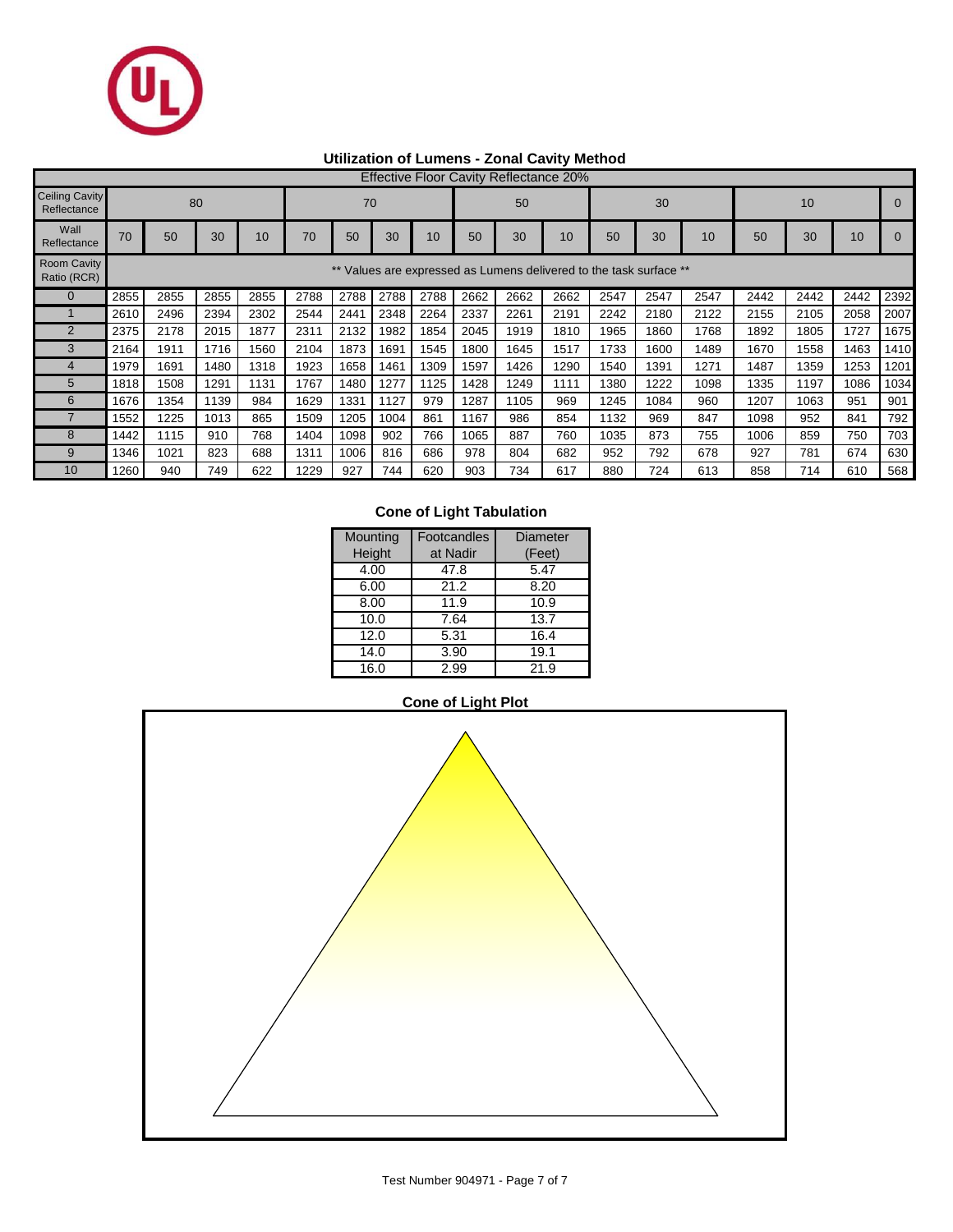## Utilization of Lumens - Zonal Cavity Method

| Effective Floor Cavity Reflectance 20% | | | | | | | | | | | | | | | | | | |
|---|---|---|---|---|---|---|---|---|---|---|---|---|---|---|---|---|---|---|
| Ceiling Cavity Reflectance | 80 | | | | 70 | | | | 50 | | | 30 | | | 10 | | | 0 |
| Wall Reflectance | 70 | 50 | 30 | 10 | 70 | 50 | 30 | 10 | 50 | 30 | 10 | 50 | 30 | 10 | 50 | 30 | 10 | 0 |
| Room Cavity Ratio (RCR) | ** Values are expressed as Lumens delivered to the task surface ** | | | | | | | | | | | | | | | | | |
| 0 | 2855 | 2855 | 2855 | 2855 | 2788 | 2788 | 2788 | 2788 | 2662 | 2662 | 2662 | 2547 | 2547 | 2547 | 2442 | 2442 | 2442 | 2392 |
| 1 | 2610 | 2496 | 2394 | 2302 | 2544 | 2441 | 2348 | 2264 | 2337 | 2261 | 2191 | 2242 | 2180 | 2122 | 2155 | 2105 | 2058 | 2007 |
| 2 | 2375 | 2178 | 2015 | 1877 | 2311 | 2132 | 1982 | 1854 | 2045 | 1919 | 1810 | 1965 | 1860 | 1768 | 1892 | 1805 | 1727 | 1675 |
| 3 | 2164 | 1911 | 1716 | 1560 | 2104 | 1873 | 1691 | 1545 | 1800 | 1645 | 1517 | 1733 | 1600 | 1489 | 1670 | 1558 | 1463 | 1410 |
| 4 | 1979 | 1691 | 1480 | 1318 | 1923 | 1658 | 1461 | 1309 | 1597 | 1426 | 1290 | 1540 | 1391 | 1271 | 1487 | 1359 | 1253 | 1201 |
| 5 | 1818 | 1508 | 1291 | 1131 | 1767 | 1480 | 1277 | 1125 | 1428 | 1249 | 1111 | 1380 | 1222 | 1098 | 1335 | 1197 | 1086 | 1034 |
| 6 | 1676 | 1354 | 1139 | 984 | 1629 | 1331 | 1127 | 979 | 1287 | 1105 | 969 | 1245 | 1084 | 960 | 1207 | 1063 | 951 | 901 |
| 7 | 1552 | 1225 | 1013 | 865 | 1509 | 1205 | 1004 | 861 | 1167 | 986 | 854 | 1132 | 969 | 847 | 1098 | 952 | 841 | 792 |
| 8 | 1442 | 1115 | 910 | 768 | 1404 | 1098 | 902 | 766 | 1065 | 887 | 760 | 1035 | 873 | 755 | 1006 | 859 | 750 | 703 |
| 9 | 1346 | 1021 | 823 | 688 | 1311 | 1006 | 816 | 686 | 978 | 804 | 682 | 952 | 792 | 678 | 927 | 781 | 674 | 630 |
| 10 | 1260 | 940 | 749 | 622 | 1229 | 927 | 744 | 620 | 903 | 734 | 617 | 880 | 724 | 613 | 858 | 714 | 610 | 568 |

## Cone of Light Tabulation

| Mounting Height | Footcandles at Nadir | Diameter (Feet) |
|---|---|---|
| 4.00 | 47.8 | 5.47 |
| 6.00 | 21.2 | 8.20 |
| 8.00 | 11.9 | 10.9 |
| 10.0 | 7.64 | 13.7 |
| 12.0 | 5.31 | 16.4 |
| 14.0 | 3.90 | 19.1 |
| 16.0 | 2.99 | 21.9 |

## Cone of Light Plot

Test Number 904971